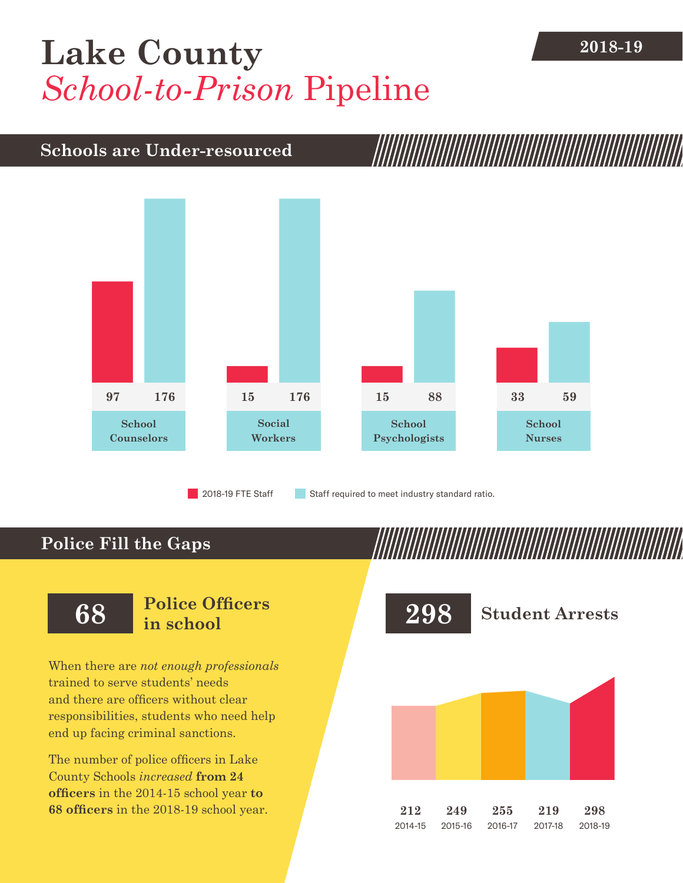# Lake County *School-to-Prison* Pipeline

**2018-19**

## Schools are Under-resourced

| | 2018-19 FTE Staff | Staff required to meet industry standard ratio. |
|---|---|---|
| School Counselors | 97 | 176 |
| Social Workers | 15 | 176 |
| School Psychologists | 15 | 88 |
| School Nurses | 33 | 59 |

## Police Fill the Gaps

**68** **Police Officers in school**

When there are *not enough professionals* trained to serve students' needs and there are officers without clear responsibilities, students who need help end up facing criminal sanctions.

The number of police officers in Lake County Schools *increased* **from 24 officers** in the 2014-15 school year **to 68 officers** in the 2018-19 school year.

**298** **Student Arrests**

| 2014-15 | 2015-16 | 2016-17 | 2017-18 | 2018-19 |
|---|---|---|---|---|
| 212 | 249 | 255 | 219 | 298 |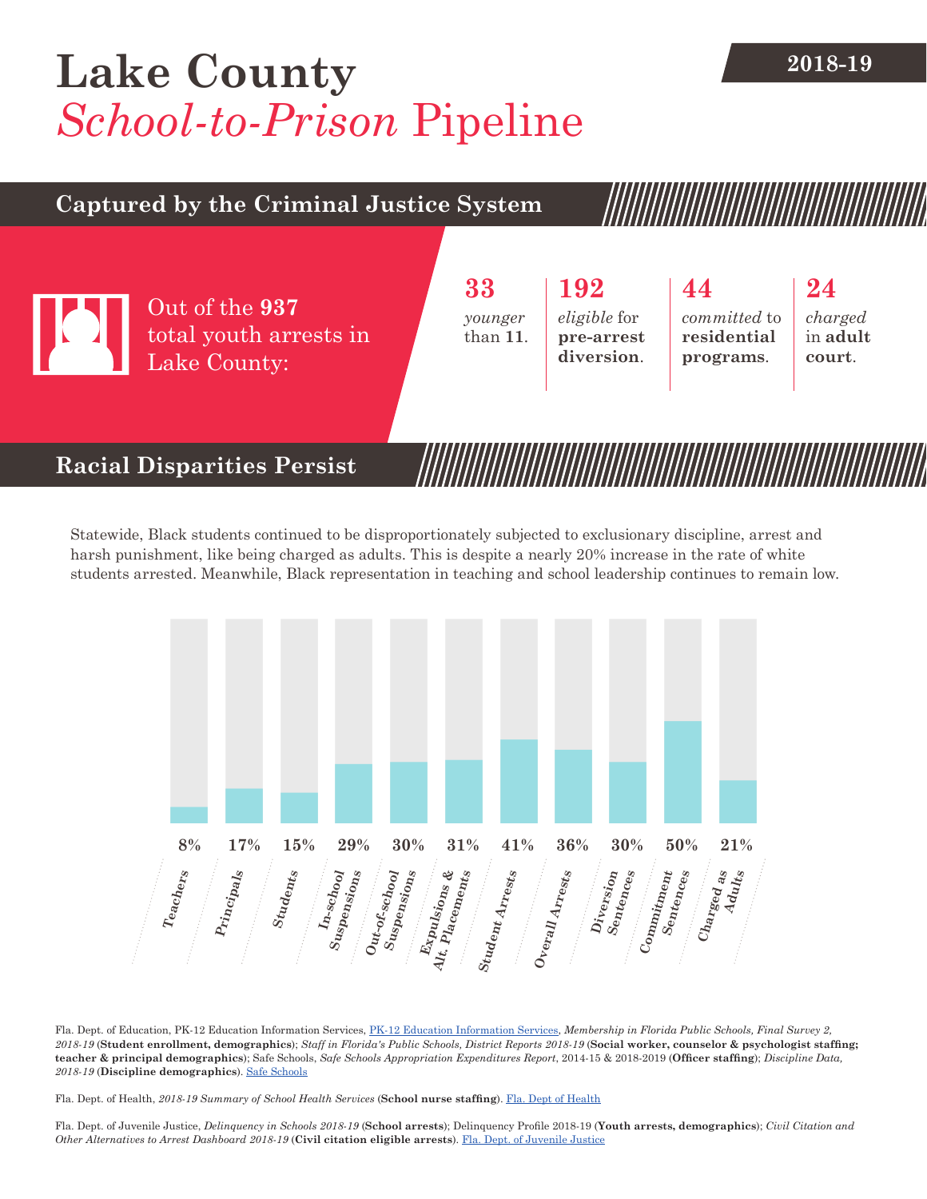# Lake County *School-to-Prison* Pipeline

2018-19

## Captured by the Criminal Justice System

Out of the **937** total youth arrests in Lake County:

**33** *younger* than **11**.

**192** *eligible* for **pre-arrest diversion**.

**44** *committed* to **residential programs**.

**24** *charged* in **adult court**.

## Racial Disparities Persist

Statewide, Black students continued to be disproportionately subjected to exclusionary discipline, arrest and harsh punishment, like being charged as adults. This is despite a nearly 20% increase in the rate of white students arrested. Meanwhile, Black representation in teaching and school leadership continues to remain low.

8% Teachers
17% Principals
15% Students
29% In-school Suspensions
30% Out-of-school Suspensions
31% Expulsions & Alt. Placements
41% Student Arrests
36% Overall Arrests
30% Diversion Sentences
50% Commitment Sentences
21% Charged as Adults

Fla. Dept. of Education, PK-12 Education Information Services, PK-12 Education Information Services, *Membership in Florida Public Schools, Final Survey 2, 2018-19* (**Student enrollment, demographics**); *Staff in Florida's Public Schools, District Reports 2018-19* (**Social worker, counselor & psychologist staffing; teacher & principal demographics**); Safe Schools, *Safe Schools Appropriation Expenditures Report*, 2014-15 & 2018-2019 (**Officer staffing**); *Discipline Data, 2018-19* (**Discipline demographics**). Safe Schools

Fla. Dept. of Health, *2018-19 Summary of School Health Services* (**School nurse staffing**). Fla. Dept of Health

Fla. Dept. of Juvenile Justice, *Delinquency in Schools 2018-19* (**School arrests**); Delinquency Profile 2018-19 (**Youth arrests, demographics**); *Civil Citation and Other Alternatives to Arrest Dashboard 2018-19* (**Civil citation eligible arrests**). Fla. Dept. of Juvenile Justice